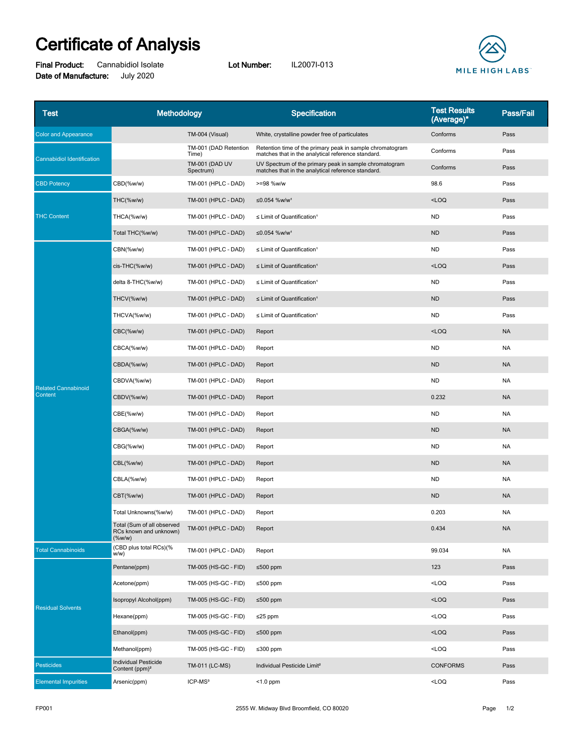# Certificate of Analysis

**Final Product:** Cannabidiol Isolate **Lot Number:** IL2007I-013
**Date of Manufacture:** July 2020

MILE HIGH LABS

| Test | Methodology | | Specification | Test Results (Average)* | Pass/Fail |
|---|---|---|---|---|---|
| Color and Appearance | | TM-004 (Visual) | White, crystalline powder free of particulates | Conforms | Pass |
| Cannabidiol Identification | | TM-001 (DAD Retention Time) | Retention time of the primary peak in sample chromatogram matches that in the analytical reference standard. | Conforms | Pass |
| | | TM-001 (DAD UV Spectrum) | UV Spectrum of the primary peak in sample chromatogram matches that in the analytical reference standard. | Conforms | Pass |
| CBD Potency | CBD(%w/w) | TM-001 (HPLC - DAD) | >=98 %w/w | 98.6 | Pass |
| THC Content | THC(%w/w) | TM-001 (HPLC - DAD) | ≤0.054 %w/w[1] | <LOQ | Pass |
| | THCA(%w/w) | TM-001 (HPLC - DAD) | ≤ Limit of Quantification[1] | ND | Pass |
| | Total THC(%w/w) | TM-001 (HPLC - DAD) | ≤0.054 %w/w[1] | ND | Pass |
| Related Cannabinoid Content | CBN(%w/w) | TM-001 (HPLC - DAD) | ≤ Limit of Quantification[1] | ND | Pass |
| | cis-THC(%w/w) | TM-001 (HPLC - DAD) | ≤ Limit of Quantification[1] | <LOQ | Pass |
| | delta 8-THC(%w/w) | TM-001 (HPLC - DAD) | ≤ Limit of Quantification[1] | ND | Pass |
| | THCV(%w/w) | TM-001 (HPLC - DAD) | ≤ Limit of Quantification[1] | ND | Pass |
| | THCVA(%w/w) | TM-001 (HPLC - DAD) | ≤ Limit of Quantification[1] | ND | Pass |
| | CBC(%w/w) | TM-001 (HPLC - DAD) | Report | <LOQ | NA |
| | CBCA(%w/w) | TM-001 (HPLC - DAD) | Report | ND | NA |
| | CBDA(%w/w) | TM-001 (HPLC - DAD) | Report | ND | NA |
| | CBDVA(%w/w) | TM-001 (HPLC - DAD) | Report | ND | NA |
| | CBDV(%w/w) | TM-001 (HPLC - DAD) | Report | 0.232 | NA |
| | CBE(%w/w) | TM-001 (HPLC - DAD) | Report | ND | NA |
| | CBGA(%w/w) | TM-001 (HPLC - DAD) | Report | ND | NA |
| | CBG(%w/w) | TM-001 (HPLC - DAD) | Report | ND | NA |
| | CBL(%w/w) | TM-001 (HPLC - DAD) | Report | ND | NA |
| | CBLA(%w/w) | TM-001 (HPLC - DAD) | Report | ND | NA |
| | CBT(%w/w) | TM-001 (HPLC - DAD) | Report | ND | NA |
| | Total Unknowns(%w/w) | TM-001 (HPLC - DAD) | Report | 0.203 | NA |
| | Total (Sum of all observed RCs known and unknown)(%w/w) | TM-001 (HPLC - DAD) | Report | 0.434 | NA |
| Total Cannabinoids | (CBD plus total RCs)(%w/w) | TM-001 (HPLC - DAD) | Report | 99.034 | NA |
| Residual Solvents | Pentane(ppm) | TM-005 (HS-GC - FID) | ≤500 ppm | 123 | Pass |
| | Acetone(ppm) | TM-005 (HS-GC - FID) | ≤500 ppm | <LOQ | Pass |
| | Isopropyl Alcohol(ppm) | TM-005 (HS-GC - FID) | ≤500 ppm | <LOQ | Pass |
| | Hexane(ppm) | TM-005 (HS-GC - FID) | ≤25 ppm | <LOQ | Pass |
| | Ethanol(ppm) | TM-005 (HS-GC - FID) | ≤500 ppm | <LOQ | Pass |
| | Methanol(ppm) | TM-005 (HS-GC - FID) | ≤300 ppm | <LOQ | Pass |
| Pesticides | Individual Pesticide Content (ppm)[2] | TM-011 (LC-MS) | Individual Pesticide Limit[2] | CONFORMS | Pass |
| Elemental Impurities | Arsenic(ppm) | ICP-MS[3] | <1.0 ppm | <LOQ | Pass |

FP001 2555 W. Midway Blvd Broomfield, CO 80020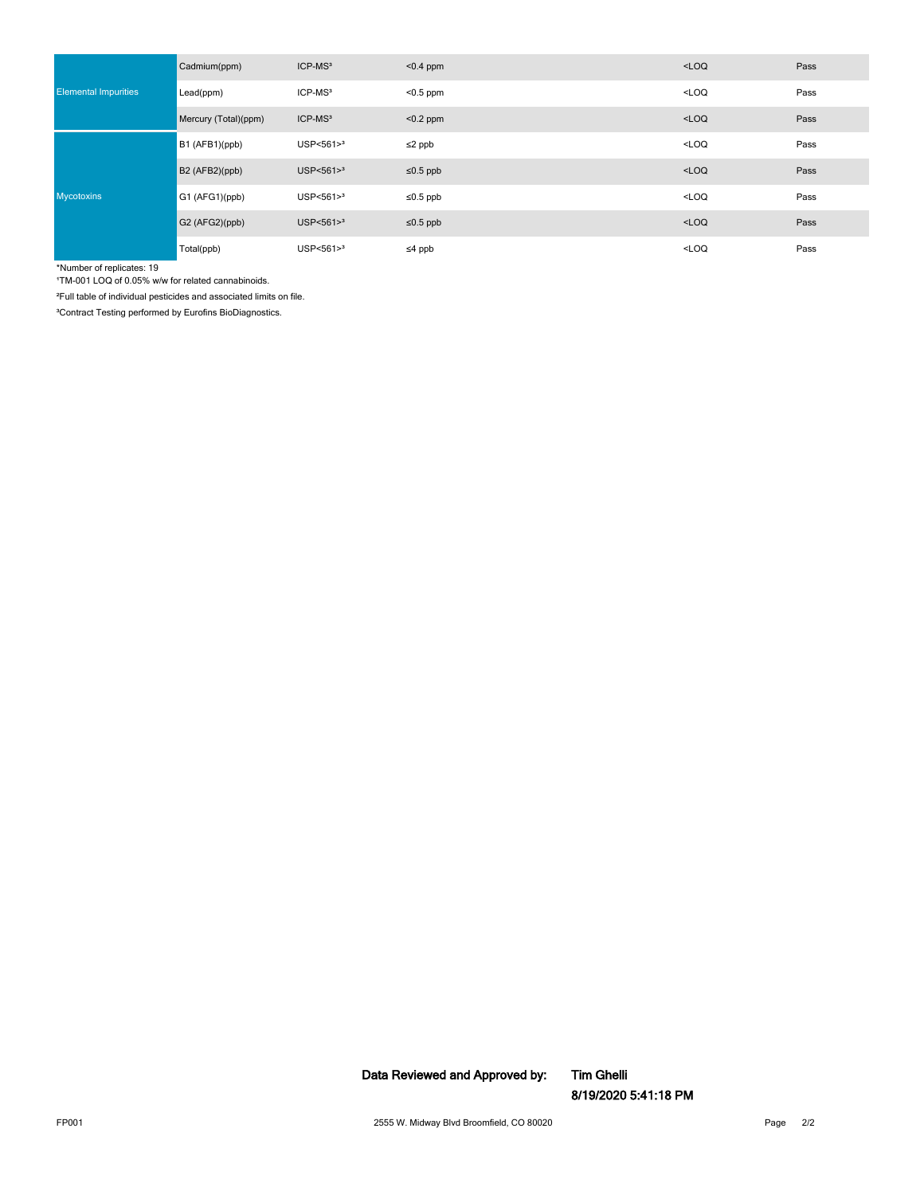| | | | | | |
|---|---|---|---|---|---|
| Elemental Impurities | Cadmium(ppm) | ICP-MS[3] | <0.4 ppm | <LOQ | Pass |
| | Lead(ppm) | ICP-MS[3] | <0.5 ppm | <LOQ | Pass |
| | Mercury (Total)(ppm) | ICP-MS[3] | <0.2 ppm | <LOQ | Pass |
| Mycotoxins | B1 (AFB1)(ppb) | USP<561>[3] | ≤2 ppb | <LOQ | Pass |
| | B2 (AFB2)(ppb) | USP<561>[3] | ≤0.5 ppb | <LOQ | Pass |
| | G1 (AFG1)(ppb) | USP<561>[3] | ≤0.5 ppb | <LOQ | Pass |
| | G2 (AFG2)(ppb) | USP<561>[3] | ≤0.5 ppb | <LOQ | Pass |
| | Total(ppb) | USP<561>[3] | ≤4 ppb | <LOQ | Pass |

*Number of replicates: 19

[1]TM-001 LOQ of 0.05% w/w for related cannabinoids.

[2]Full table of individual pesticides and associated limits on file.

[3]Contract Testing performed by Eurofins BioDiagnostics.

**Data Reviewed and Approved by:** **Tim Ghelli**

**8/19/2020 5:41:18 PM**

FP001

2555 W. Midway Blvd Broomfield, CO 80020